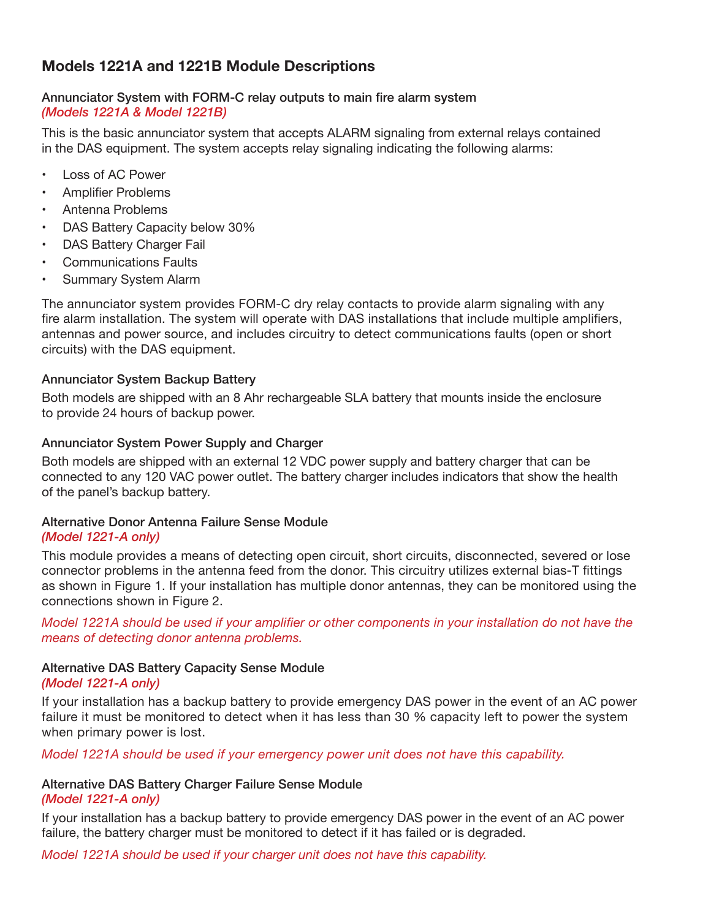## Models 1221A and 1221B Module Descriptions

### Annunciator System with FORM-C relay outputs to main fire alarm system
*(Models 1221A & Model 1221B)*

This is the basic annunciator system that accepts ALARM signaling from external relays contained in the DAS equipment. The system accepts relay signaling indicating the following alarms:

- Loss of AC Power
- Amplifier Problems
- Antenna Problems
- DAS Battery Capacity below 30%
- DAS Battery Charger Fail
- Communications Faults
- Summary System Alarm

The annunciator system provides FORM-C dry relay contacts to provide alarm signaling with any fire alarm installation. The system will operate with DAS installations that include multiple amplifiers, antennas and power source, and includes circuitry to detect communications faults (open or short circuits) with the DAS equipment.

### Annunciator System Backup Battery

Both models are shipped with an 8 Ahr rechargeable SLA battery that mounts inside the enclosure to provide 24 hours of backup power.

### Annunciator System Power Supply and Charger

Both models are shipped with an external 12 VDC power supply and battery charger that can be connected to any 120 VAC power outlet. The battery charger includes indicators that show the health of the panel's backup battery.

### Alternative Donor Antenna Failure Sense Module
*(Model 1221-A only)*

This module provides a means of detecting open circuit, short circuits, disconnected, severed or lose connector problems in the antenna feed from the donor. This circuitry utilizes external bias-T fittings as shown in Figure 1. If your installation has multiple donor antennas, they can be monitored using the connections shown in Figure 2.

*Model 1221A should be used if your amplifier or other components in your installation do not have the means of detecting donor antenna problems.*

### Alternative DAS Battery Capacity Sense Module
*(Model 1221-A only)*

If your installation has a backup battery to provide emergency DAS power in the event of an AC power failure it must be monitored to detect when it has less than 30 % capacity left to power the system when primary power is lost.

*Model 1221A should be used if your emergency power unit does not have this capability.*

### Alternative DAS Battery Charger Failure Sense Module
*(Model 1221-A only)*

If your installation has a backup battery to provide emergency DAS power in the event of an AC power failure, the battery charger must be monitored to detect if it has failed or is degraded.

*Model 1221A should be used if your charger unit does not have this capability.*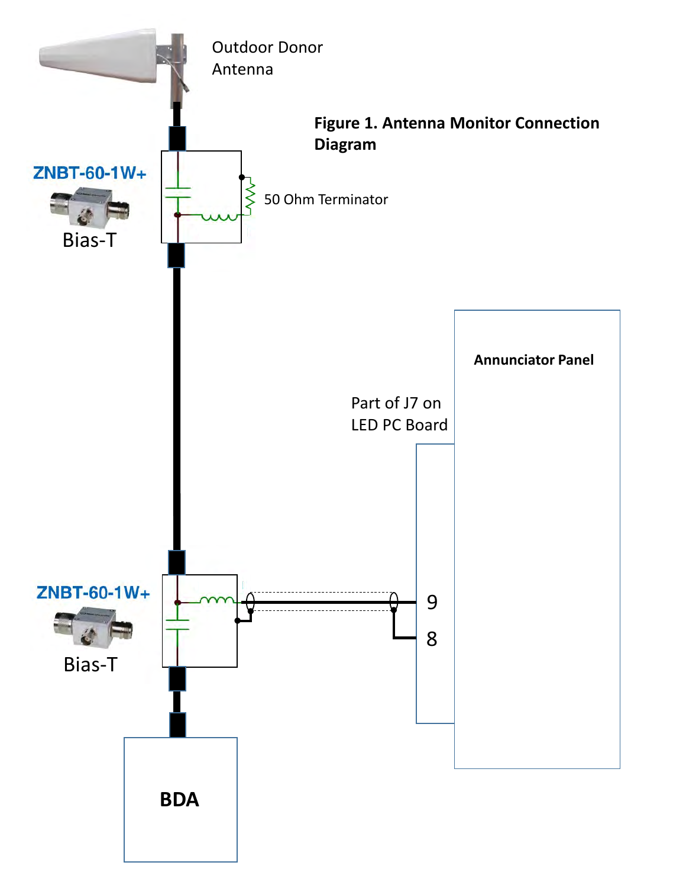**Figure 1. Antenna Monitor Connection Diagram**

Outdoor Donor Antenna

ZNBT-60-1W+

Bias-T

50 Ohm Terminator

Annunciator Panel

Part of J7 on LED PC Board

9

8

ZNBT-60-1W+

Bias-T

BDA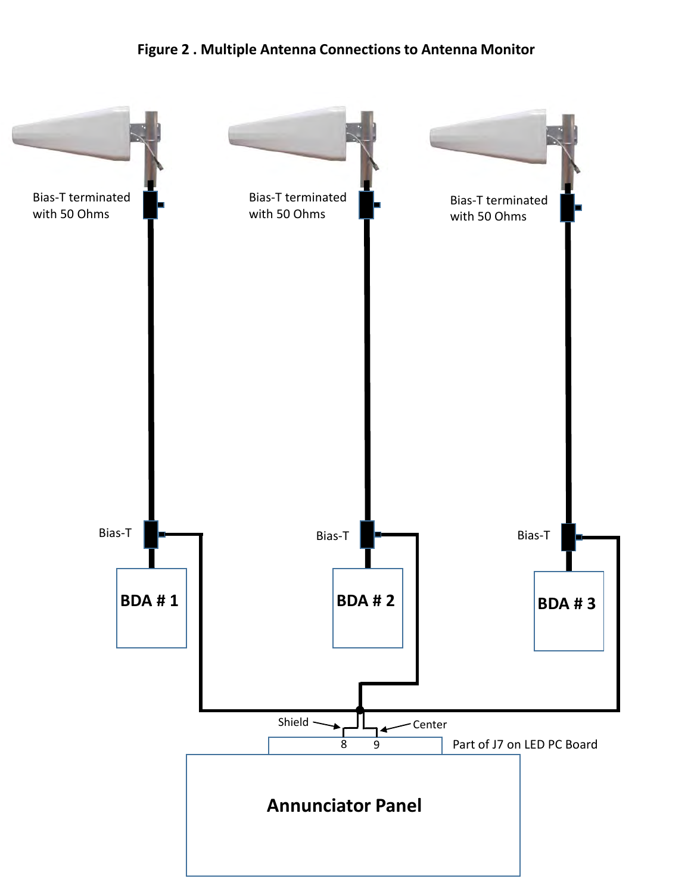**Figure 2 . Multiple Antenna Connections to Antenna Monitor**

Bias-T terminated with 50 Ohms

Bias-T terminated with 50 Ohms

Bias-T terminated with 50 Ohms

Bias-T

Bias-T

Bias-T

BDA # 1

BDA # 2

BDA # 3

Shield

Center

8

9

Part of J7 on LED PC Board

Annunciator Panel